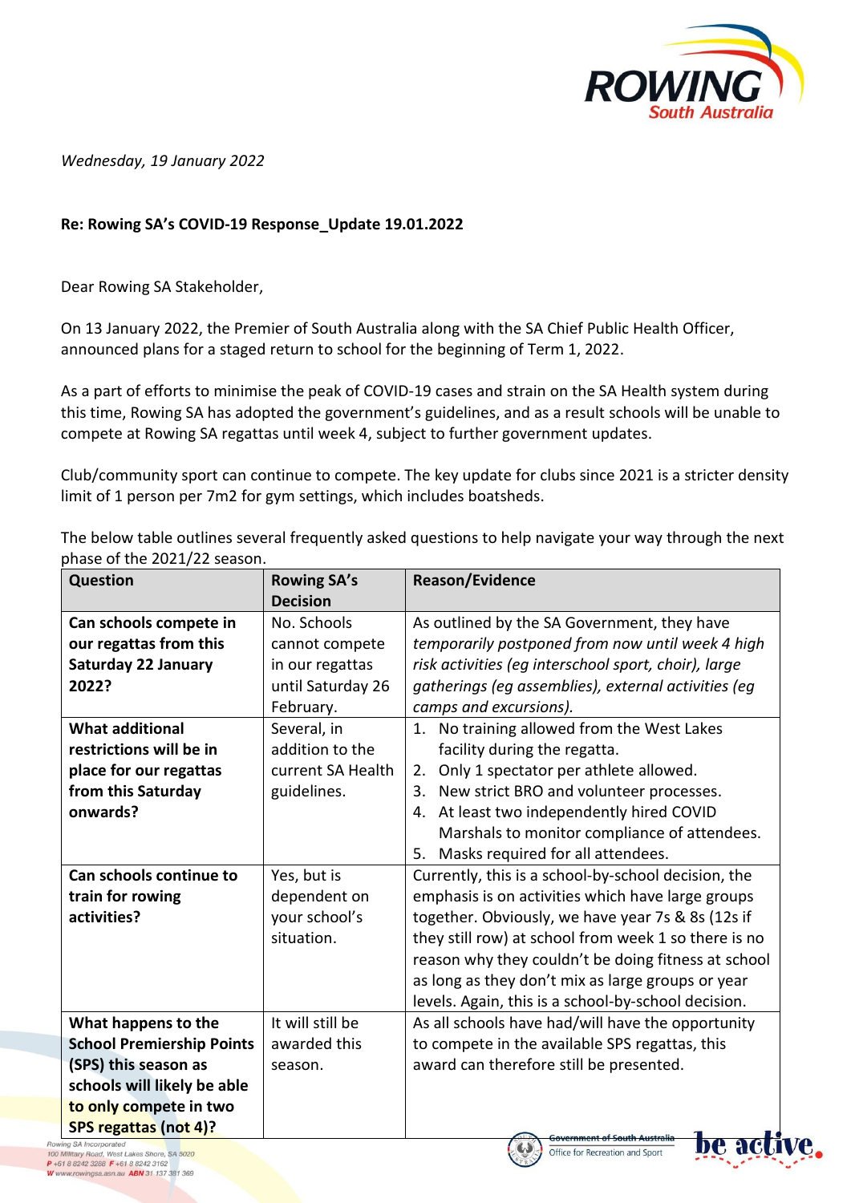*Wednesday, 19 January 2022*

**Re: Rowing SA's COVID-19 Response_Update 19.01.2022**

Dear Rowing SA Stakeholder,

On 13 January 2022, the Premier of South Australia along with the SA Chief Public Health Officer, announced plans for a staged return to school for the beginning of Term 1, 2022.

As a part of efforts to minimise the peak of COVID-19 cases and strain on the SA Health system during this time, Rowing SA has adopted the government's guidelines, and as a result schools will be unable to compete at Rowing SA regattas until week 4, subject to further government updates.

Club/community sport can continue to compete. The key update for clubs since 2021 is a stricter density limit of 1 person per 7m2 for gym settings, which includes boatsheds.

The below table outlines several frequently asked questions to help navigate your way through the next phase of the 2021/22 season.

| Question | Rowing SA's Decision | Reason/Evidence |
|---|---|---|
| **Can schools compete in our regattas from this Saturday 22 January 2022?** | No. Schools cannot compete in our regattas until Saturday 26 February. | As outlined by the SA Government, they have *temporarily postponed from now until week 4 high risk activities (eg interschool sport, choir), large gatherings (eg assemblies), external activities (eg camps and excursions).* |
| **What additional restrictions will be in place for our regattas from this Saturday onwards?** | Several, in addition to the current SA Health guidelines. | 1. No training allowed from the West Lakes facility during the regatta.<br>2. Only 1 spectator per athlete allowed.<br>3. New strict BRO and volunteer processes.<br>4. At least two independently hired COVID Marshals to monitor compliance of attendees.<br>5. Masks required for all attendees. |
| **Can schools continue to train for rowing activities?** | Yes, but is dependent on your school's situation. | Currently, this is a school-by-school decision, the emphasis is on activities which have large groups together. Obviously, we have year 7s & 8s (12s if they still row) at school from week 1 so there is no reason why they couldn't be doing fitness at school as long as they don't mix as large groups or year levels. Again, this is a school-by-school decision. |
| **What happens to the School Premiership Points (SPS) this season as schools will likely be able to only compete in two SPS regattas (not 4)?** | It will still be awarded this season. | As all schools have had/will have the opportunity to compete in the available SPS regattas, this award can therefore still be presented. |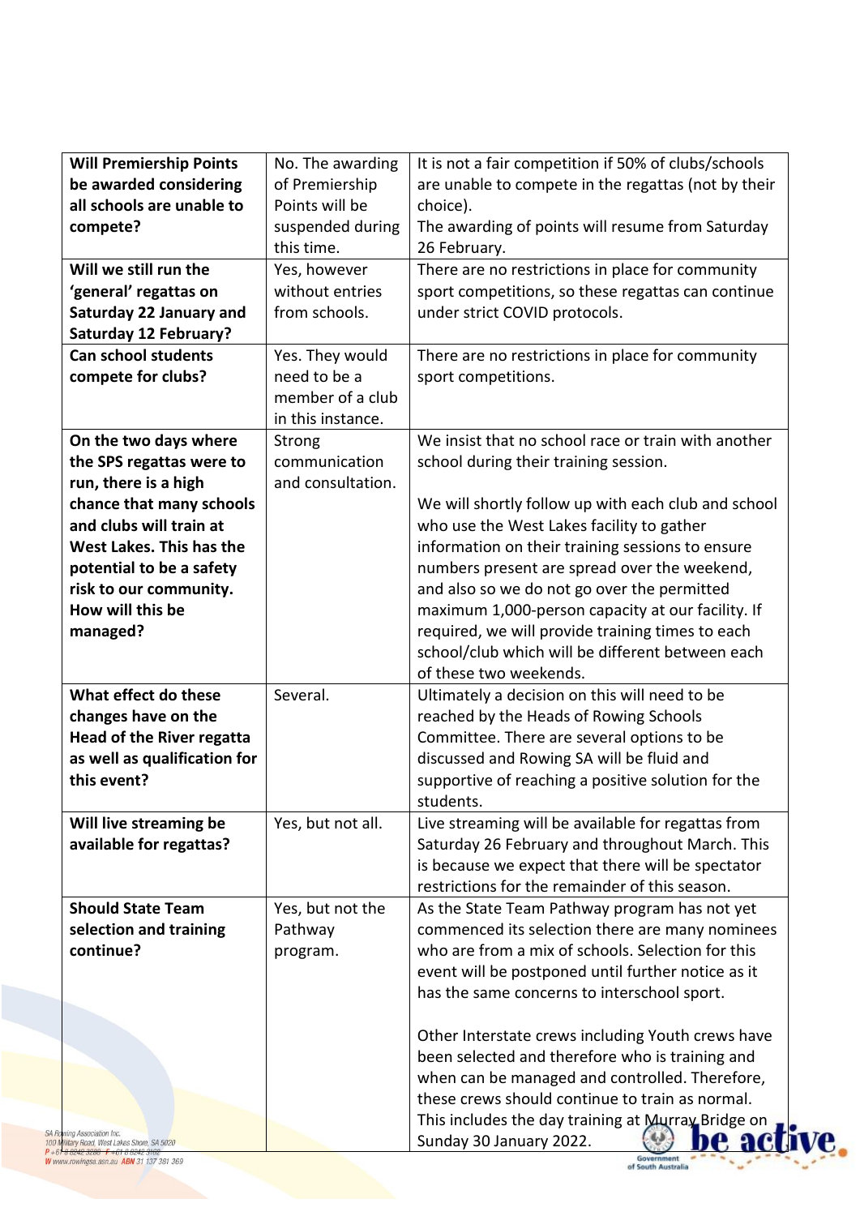| **Will Premiership Points be awarded considering all schools are unable to compete?** | No. The awarding of Premiership Points will be suspended during this time. | It is not a fair competition if 50% of clubs/schools are unable to compete in the regattas (not by their choice).<br>The awarding of points will resume from Saturday 26 February. |
|---|---|---|
| **Will we still run the 'general' regattas on Saturday 22 January and Saturday 12 February?** | Yes, however without entries from schools. | There are no restrictions in place for community sport competitions, so these regattas can continue under strict COVID protocols. |
| **Can school students compete for clubs?** | Yes. They would need to be a member of a club in this instance. | There are no restrictions in place for community sport competitions. |
| **On the two days where the SPS regattas were to run, there is a high chance that many schools and clubs will train at West Lakes. This has the potential to be a safety risk to our community. How will this be managed?** | Strong communication and consultation. | We insist that no school race or train with another school during their training session.<br><br>We will shortly follow up with each club and school who use the West Lakes facility to gather information on their training sessions to ensure numbers present are spread over the weekend, and also so we do not go over the permitted maximum 1,000-person capacity at our facility. If required, we will provide training times to each school/club which will be different between each of these two weekends. |
| **What effect do these changes have on the Head of the River regatta as well as qualification for this event?** | Several. | Ultimately a decision on this will need to be reached by the Heads of Rowing Schools Committee. There are several options to be discussed and Rowing SA will be fluid and supportive of reaching a positive solution for the students. |
| **Will live streaming be available for regattas?** | Yes, but not all. | Live streaming will be available for regattas from Saturday 26 February and throughout March. This is because we expect that there will be spectator restrictions for the remainder of this season. |
| **Should State Team selection and training continue?** | Yes, but not the Pathway program. | As the State Team Pathway program has not yet commenced its selection there are many nominees who are from a mix of schools. Selection for this event will be postponed until further notice as it has the same concerns to interschool sport.<br><br>Other Interstate crews including Youth crews have been selected and therefore who is training and when can be managed and controlled. Therefore, these crews should continue to train as normal. This includes the day training at Murray Bridge on Sunday 30 January 2022. |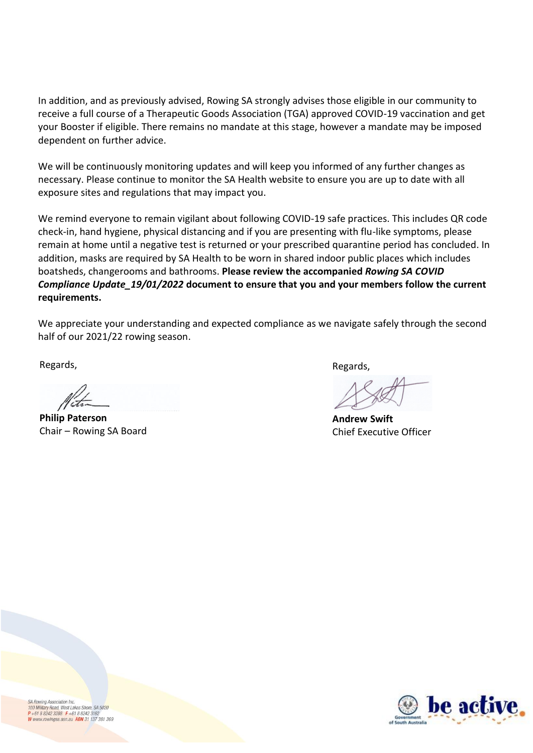In addition, and as previously advised, Rowing SA strongly advises those eligible in our community to receive a full course of a Therapeutic Goods Association (TGA) approved COVID-19 vaccination and get your Booster if eligible. There remains no mandate at this stage, however a mandate may be imposed dependent on further advice.

We will be continuously monitoring updates and will keep you informed of any further changes as necessary. Please continue to monitor the SA Health website to ensure you are up to date with all exposure sites and regulations that may impact you.

We remind everyone to remain vigilant about following COVID-19 safe practices. This includes QR code check-in, hand hygiene, physical distancing and if you are presenting with flu-like symptoms, please remain at home until a negative test is returned or your prescribed quarantine period has concluded. In addition, masks are required by SA Health to be worn in shared indoor public places which includes boatsheds, changerooms and bathrooms. **Please review the accompanied *Rowing SA COVID Compliance Update_19/01/2022* document to ensure that you and your members follow the current requirements.**

We appreciate your understanding and expected compliance as we navigate safely through the second half of our 2021/22 rowing season.

Regards,

**Philip Paterson**
Chair – Rowing SA Board

Regards,

**Andrew Swift**
Chief Executive Officer

SA Rowing Association Inc.
100 Military Road, West Lakes Shore, SA 5020
P +61 8 8242 3288 F +61 8 8242 3162
W www.rowingsa.asn.au ABN 31 137 381 369

Government of South Australia
be active.